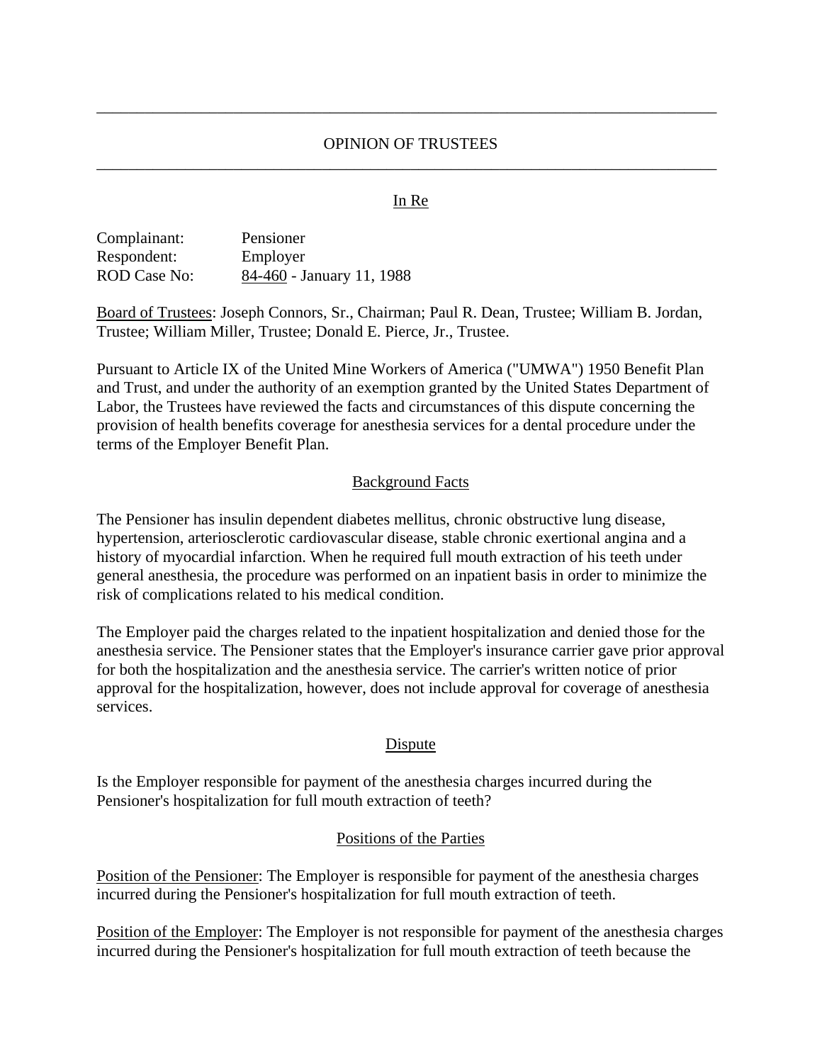# OPINION OF TRUSTEES

## In Re

Complainant: Pensioner
Respondent: Employer
ROD Case No: 84-460 - January 11, 1988

Board of Trustees: Joseph Connors, Sr., Chairman; Paul R. Dean, Trustee; William B. Jordan, Trustee; William Miller, Trustee; Donald E. Pierce, Jr., Trustee.

Pursuant to Article IX of the United Mine Workers of America ("UMWA") 1950 Benefit Plan and Trust, and under the authority of an exemption granted by the United States Department of Labor, the Trustees have reviewed the facts and circumstances of this dispute concerning the provision of health benefits coverage for anesthesia services for a dental procedure under the terms of the Employer Benefit Plan.

## Background Facts

The Pensioner has insulin dependent diabetes mellitus, chronic obstructive lung disease, hypertension, arteriosclerotic cardiovascular disease, stable chronic exertional angina and a history of myocardial infarction. When he required full mouth extraction of his teeth under general anesthesia, the procedure was performed on an inpatient basis in order to minimize the risk of complications related to his medical condition.

The Employer paid the charges related to the inpatient hospitalization and denied those for the anesthesia service. The Pensioner states that the Employer's insurance carrier gave prior approval for both the hospitalization and the anesthesia service. The carrier's written notice of prior approval for the hospitalization, however, does not include approval for coverage of anesthesia services.

## Dispute

Is the Employer responsible for payment of the anesthesia charges incurred during the Pensioner's hospitalization for full mouth extraction of teeth?

## Positions of the Parties

Position of the Pensioner: The Employer is responsible for payment of the anesthesia charges incurred during the Pensioner's hospitalization for full mouth extraction of teeth.

Position of the Employer: The Employer is not responsible for payment of the anesthesia charges incurred during the Pensioner's hospitalization for full mouth extraction of teeth because the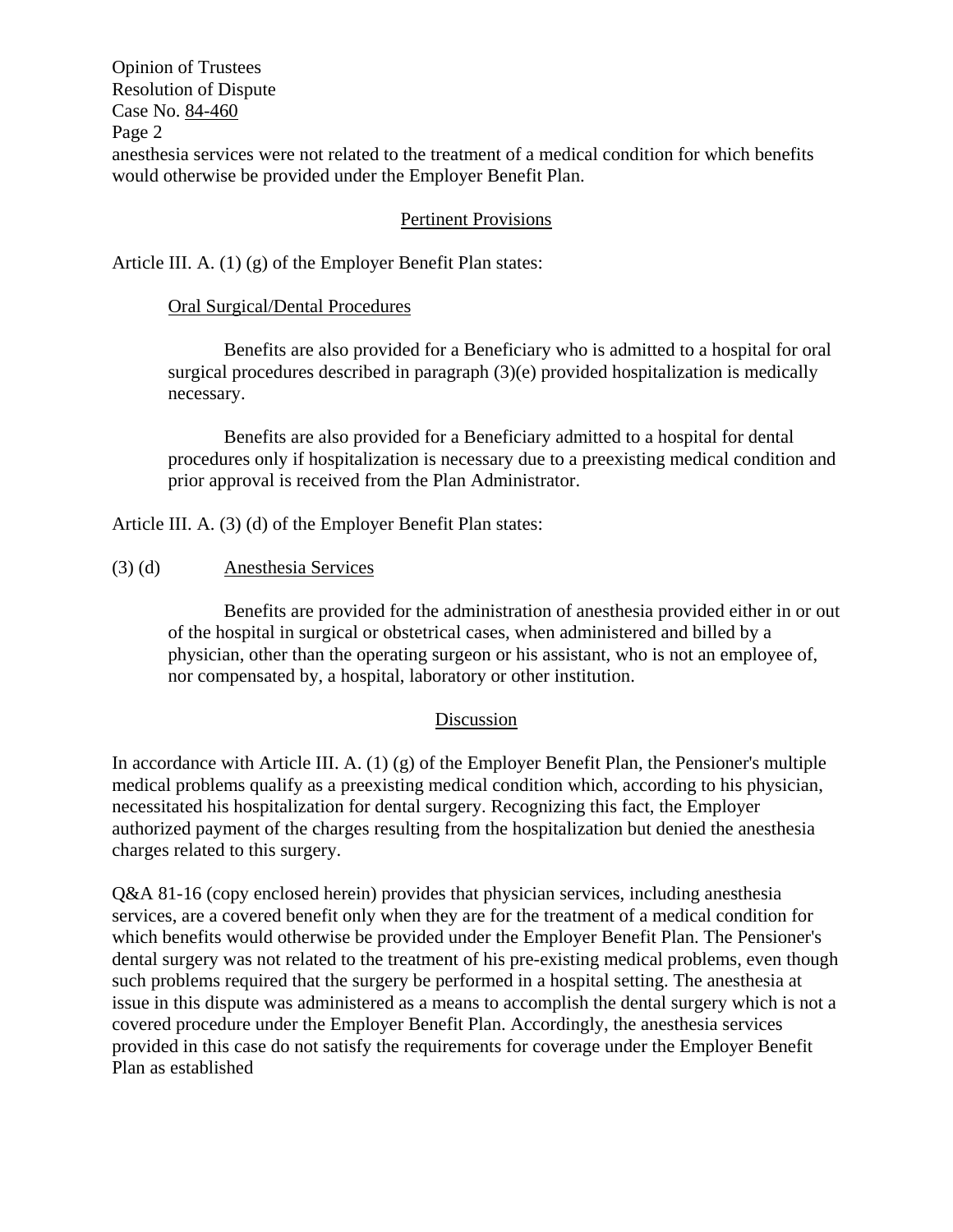anesthesia services were not related to the treatment of a medical condition for which benefits would otherwise be provided under the Employer Benefit Plan.

## Pertinent Provisions

Article III. A. (1) (g) of the Employer Benefit Plan states:

> Oral Surgical/Dental Procedures
>
> Benefits are also provided for a Beneficiary who is admitted to a hospital for oral surgical procedures described in paragraph (3)(e) provided hospitalization is medically necessary.
>
> Benefits are also provided for a Beneficiary admitted to a hospital for dental procedures only if hospitalization is necessary due to a preexisting medical condition and prior approval is received from the Plan Administrator.

Article III. A. (3) (d) of the Employer Benefit Plan states:

> (3) (d) Anesthesia Services
>
> Benefits are provided for the administration of anesthesia provided either in or out of the hospital in surgical or obstetrical cases, when administered and billed by a physician, other than the operating surgeon or his assistant, who is not an employee of, nor compensated by, a hospital, laboratory or other institution.

## Discussion

In accordance with Article III. A. (1) (g) of the Employer Benefit Plan, the Pensioner's multiple medical problems qualify as a preexisting medical condition which, according to his physician, necessitated his hospitalization for dental surgery. Recognizing this fact, the Employer authorized payment of the charges resulting from the hospitalization but denied the anesthesia charges related to this surgery.

Q&A 81-16 (copy enclosed herein) provides that physician services, including anesthesia services, are a covered benefit only when they are for the treatment of a medical condition for which benefits would otherwise be provided under the Employer Benefit Plan. The Pensioner's dental surgery was not related to the treatment of his pre-existing medical problems, even though such problems required that the surgery be performed in a hospital setting. The anesthesia at issue in this dispute was administered as a means to accomplish the dental surgery which is not a covered procedure under the Employer Benefit Plan. Accordingly, the anesthesia services provided in this case do not satisfy the requirements for coverage under the Employer Benefit Plan as established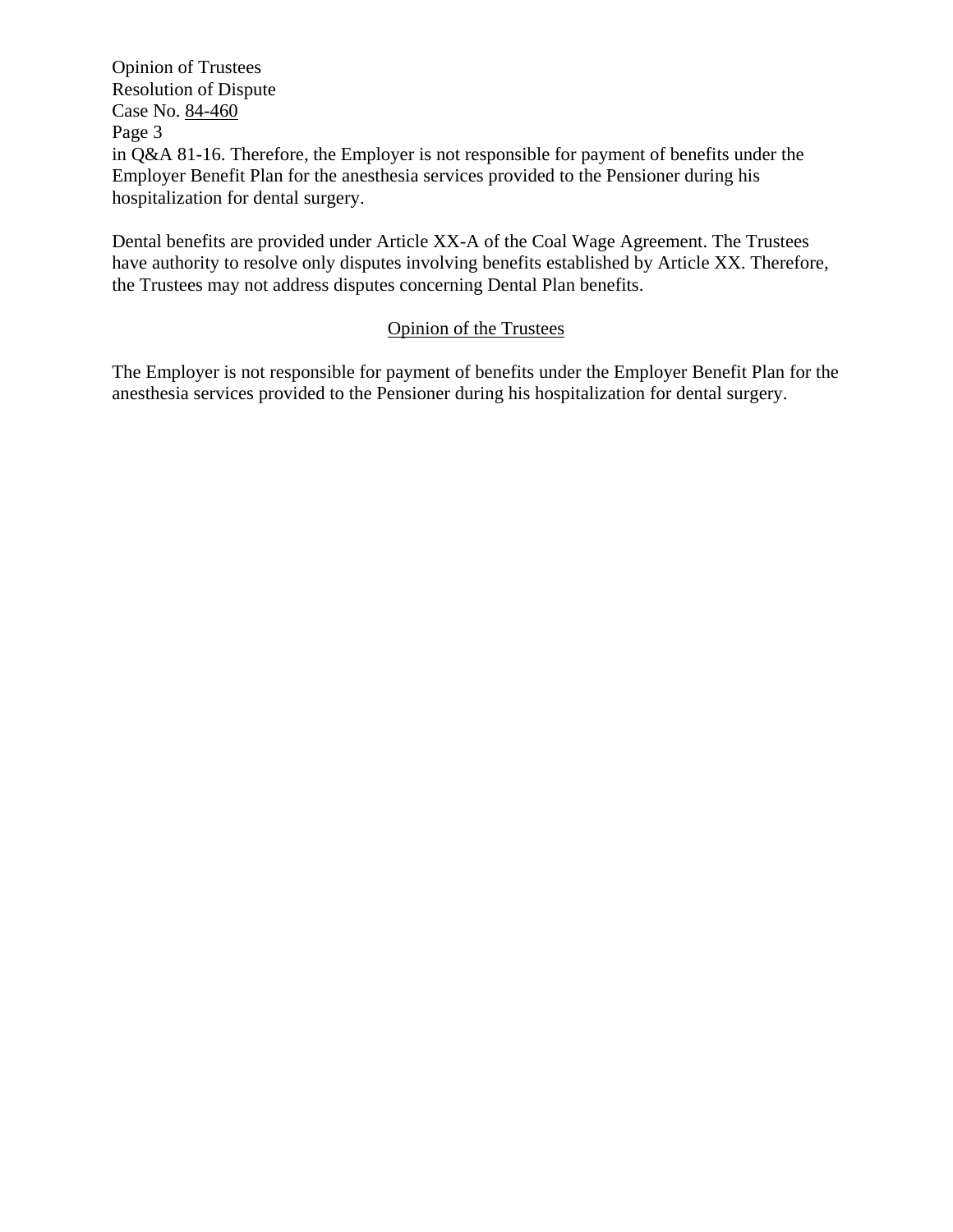in Q&A 81-16. Therefore, the Employer is not responsible for payment of benefits under the Employer Benefit Plan for the anesthesia services provided to the Pensioner during his hospitalization for dental surgery.

Dental benefits are provided under Article XX-A of the Coal Wage Agreement. The Trustees have authority to resolve only disputes involving benefits established by Article XX. Therefore, the Trustees may not address disputes concerning Dental Plan benefits.

## Opinion of the Trustees

The Employer is not responsible for payment of benefits under the Employer Benefit Plan for the anesthesia services provided to the Pensioner during his hospitalization for dental surgery.